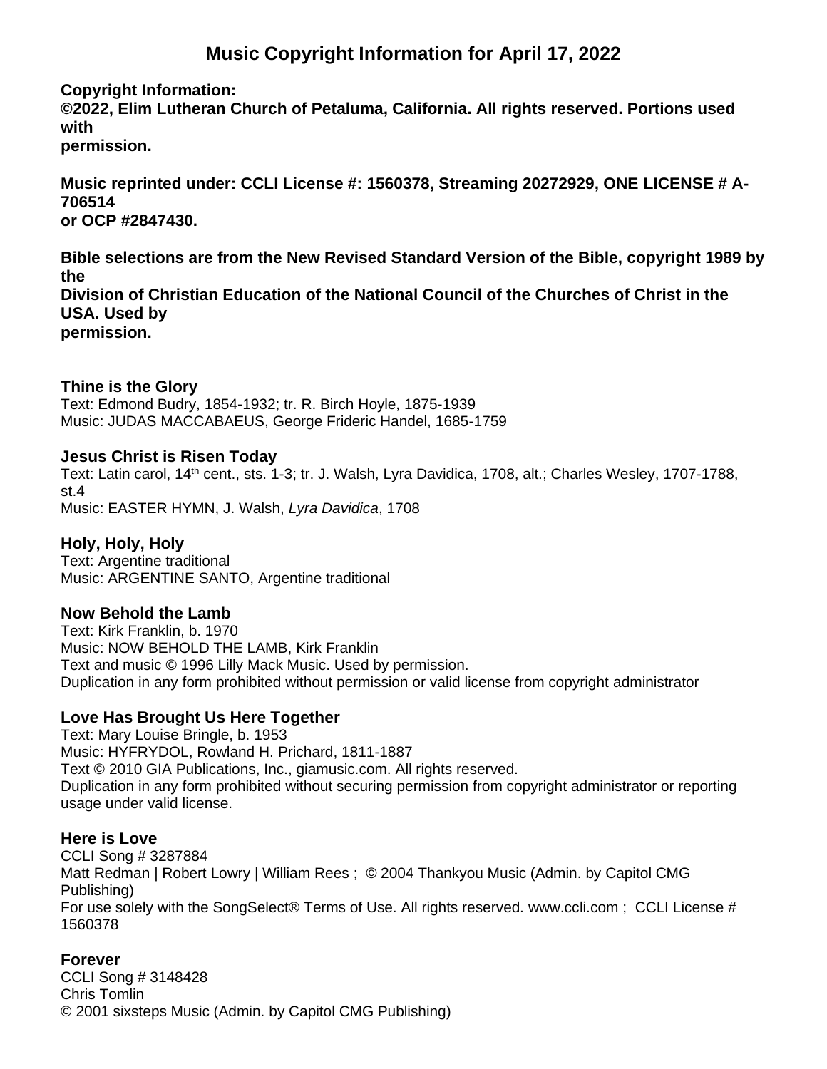# Music Copyright Information for April 17, 2022

**Copyright Information:**
**©2022, Elim Lutheran Church of Petaluma, California. All rights reserved. Portions used with permission.**

**Music reprinted under: CCLI License #: 1560378, Streaming 20272929, ONE LICENSE # A-706514 or OCP #2847430.**

**Bible selections are from the New Revised Standard Version of the Bible, copyright 1989 by the Division of Christian Education of the National Council of the Churches of Christ in the USA. Used by permission.**

### Thine is the Glory

Text: Edmond Budry, 1854-1932; tr. R. Birch Hoyle, 1875-1939
Music: JUDAS MACCABAEUS, George Frideric Handel, 1685-1759

### Jesus Christ is Risen Today

Text: Latin carol, 14th cent., sts. 1-3; tr. J. Walsh, Lyra Davidica, 1708, alt.; Charles Wesley, 1707-1788, st.4
Music: EASTER HYMN, J. Walsh, *Lyra Davidica*, 1708

### Holy, Holy, Holy

Text: Argentine traditional
Music: ARGENTINE SANTO, Argentine traditional

### Now Behold the Lamb

Text: Kirk Franklin, b. 1970
Music: NOW BEHOLD THE LAMB, Kirk Franklin
Text and music © 1996 Lilly Mack Music. Used by permission.
Duplication in any form prohibited without permission or valid license from copyright administrator

### Love Has Brought Us Here Together

Text: Mary Louise Bringle, b. 1953
Music: HYFRYDOL, Rowland H. Prichard, 1811-1887
Text © 2010 GIA Publications, Inc., giamusic.com. All rights reserved.
Duplication in any form prohibited without securing permission from copyright administrator or reporting usage under valid license.

### Here is Love

CCLI Song # 3287884
Matt Redman | Robert Lowry | William Rees ; © 2004 Thankyou Music (Admin. by Capitol CMG Publishing)
For use solely with the SongSelect® Terms of Use. All rights reserved. www.ccli.com ; CCLI License # 1560378

### Forever

CCLI Song # 3148428
Chris Tomlin
© 2001 sixsteps Music (Admin. by Capitol CMG Publishing)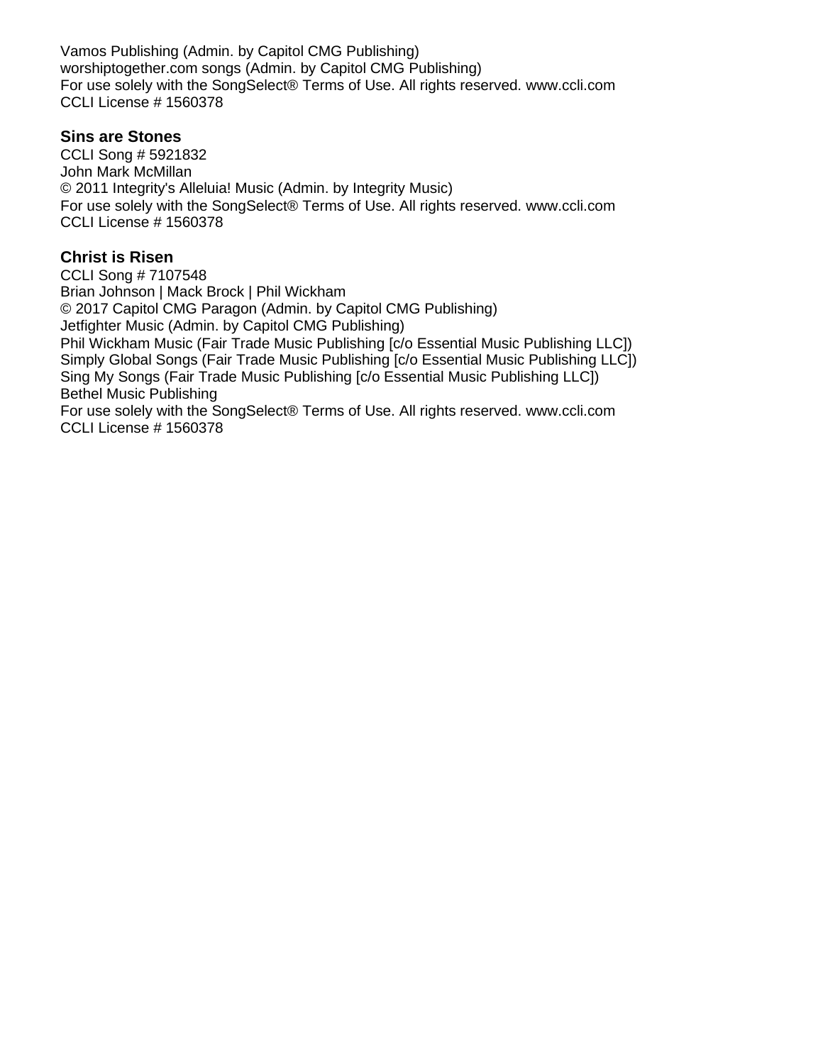Vamos Publishing (Admin. by Capitol CMG Publishing)
worshiptogether.com songs (Admin. by Capitol CMG Publishing)
For use solely with the SongSelect® Terms of Use. All rights reserved. www.ccli.com
CCLI License # 1560378

### Sins are Stones

CCLI Song # 5921832
John Mark McMillan
© 2011 Integrity's Alleluia! Music (Admin. by Integrity Music)
For use solely with the SongSelect® Terms of Use. All rights reserved. www.ccli.com
CCLI License # 1560378

### Christ is Risen

CCLI Song # 7107548
Brian Johnson | Mack Brock | Phil Wickham
© 2017 Capitol CMG Paragon (Admin. by Capitol CMG Publishing)
Jetfighter Music (Admin. by Capitol CMG Publishing)
Phil Wickham Music (Fair Trade Music Publishing [c/o Essential Music Publishing LLC])
Simply Global Songs (Fair Trade Music Publishing [c/o Essential Music Publishing LLC])
Sing My Songs (Fair Trade Music Publishing [c/o Essential Music Publishing LLC])
Bethel Music Publishing
For use solely with the SongSelect® Terms of Use. All rights reserved. www.ccli.com
CCLI License # 1560378